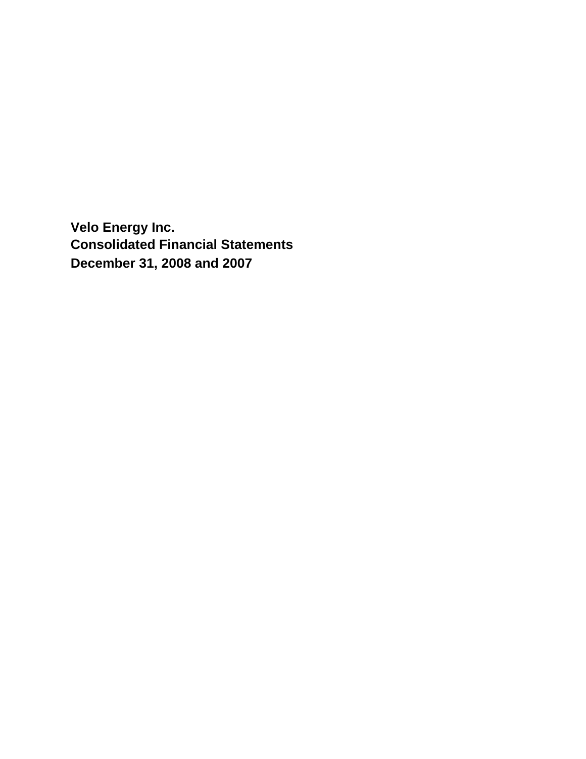# Velo Energy Inc.
## Consolidated Financial Statements
## December 31, 2008 and 2007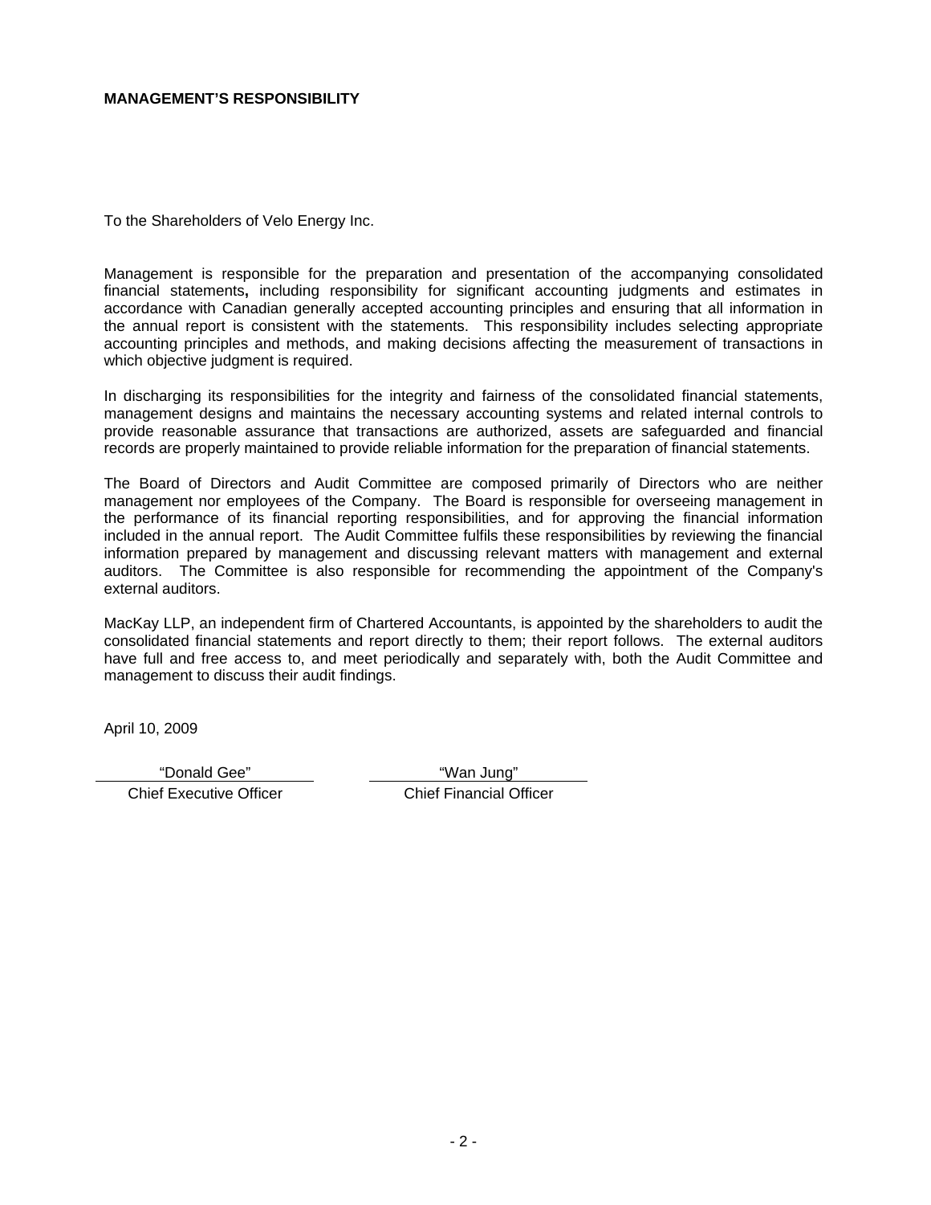## MANAGEMENT'S RESPONSIBILITY

To the Shareholders of Velo Energy Inc.

Management is responsible for the preparation and presentation of the accompanying consolidated financial statements**,** including responsibility for significant accounting judgments and estimates in accordance with Canadian generally accepted accounting principles and ensuring that all information in the annual report is consistent with the statements. This responsibility includes selecting appropriate accounting principles and methods, and making decisions affecting the measurement of transactions in which objective judgment is required.

In discharging its responsibilities for the integrity and fairness of the consolidated financial statements, management designs and maintains the necessary accounting systems and related internal controls to provide reasonable assurance that transactions are authorized, assets are safeguarded and financial records are properly maintained to provide reliable information for the preparation of financial statements.

The Board of Directors and Audit Committee are composed primarily of Directors who are neither management nor employees of the Company. The Board is responsible for overseeing management in the performance of its financial reporting responsibilities, and for approving the financial information included in the annual report. The Audit Committee fulfils these responsibilities by reviewing the financial information prepared by management and discussing relevant matters with management and external auditors. The Committee is also responsible for recommending the appointment of the Company's external auditors.

MacKay LLP, an independent firm of Chartered Accountants, is appointed by the shareholders to audit the consolidated financial statements and report directly to them; their report follows. The external auditors have full and free access to, and meet periodically and separately with, both the Audit Committee and management to discuss their audit findings.

April 10, 2009

| "Donald Gee" | "Wan Jung" |
|---|---|
| Chief Executive Officer | Chief Financial Officer |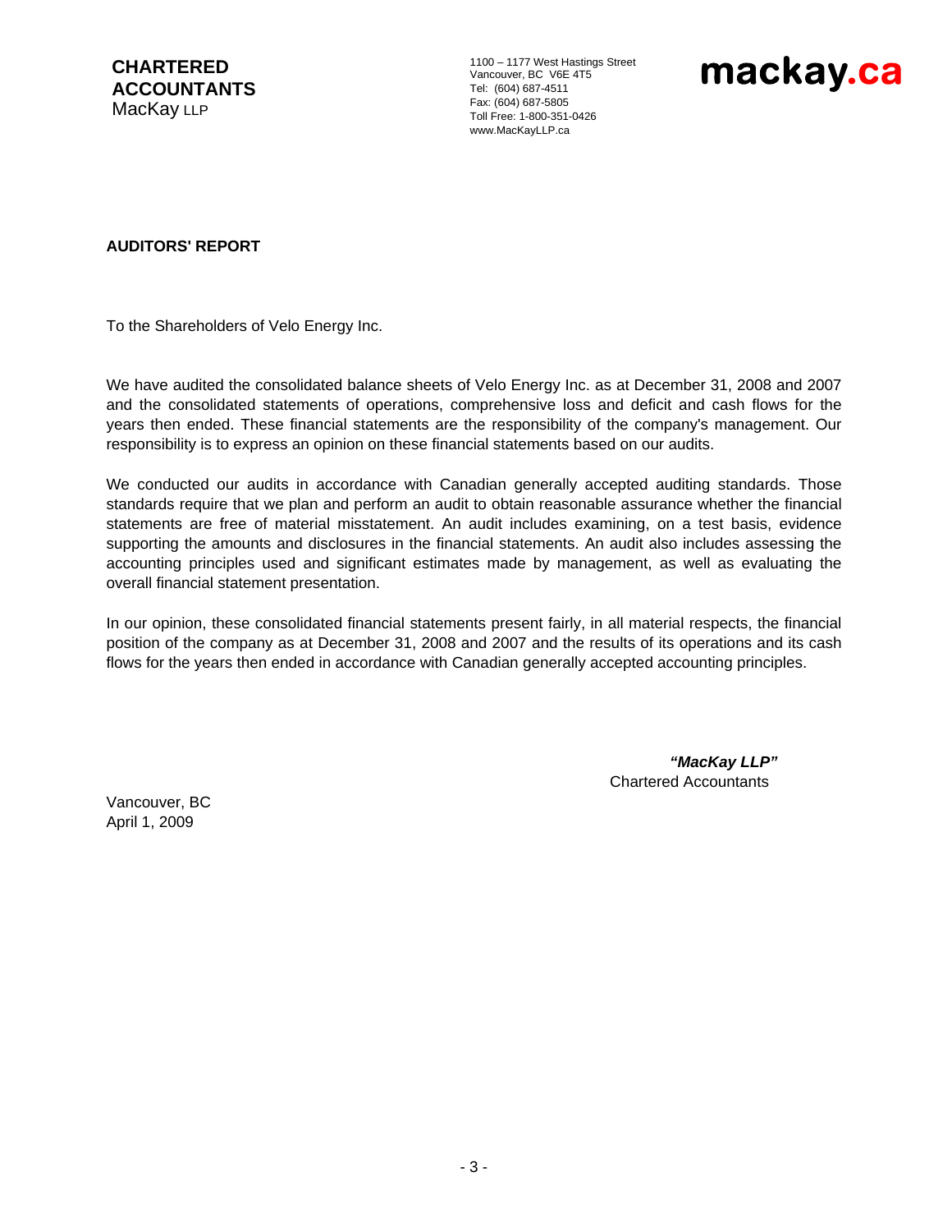**CHARTERED ACCOUNTANTS**
MacKay LLP

1100 – 1177 West Hastings Street
Vancouver, BC V6E 4T5
Tel: (604) 687-4511
Fax: (604) 687-5805
Toll Free: 1-800-351-0426
www.MacKayLLP.ca

**mackay.ca**

**AUDITORS' REPORT**

To the Shareholders of Velo Energy Inc.

We have audited the consolidated balance sheets of Velo Energy Inc. as at December 31, 2008 and 2007 and the consolidated statements of operations, comprehensive loss and deficit and cash flows for the years then ended. These financial statements are the responsibility of the company's management. Our responsibility is to express an opinion on these financial statements based on our audits.

We conducted our audits in accordance with Canadian generally accepted auditing standards. Those standards require that we plan and perform an audit to obtain reasonable assurance whether the financial statements are free of material misstatement. An audit includes examining, on a test basis, evidence supporting the amounts and disclosures in the financial statements. An audit also includes assessing the accounting principles used and significant estimates made by management, as well as evaluating the overall financial statement presentation.

In our opinion, these consolidated financial statements present fairly, in all material respects, the financial position of the company as at December 31, 2008 and 2007 and the results of its operations and its cash flows for the years then ended in accordance with Canadian generally accepted accounting principles.

***"MacKay LLP"***
Chartered Accountants

Vancouver, BC
April 1, 2009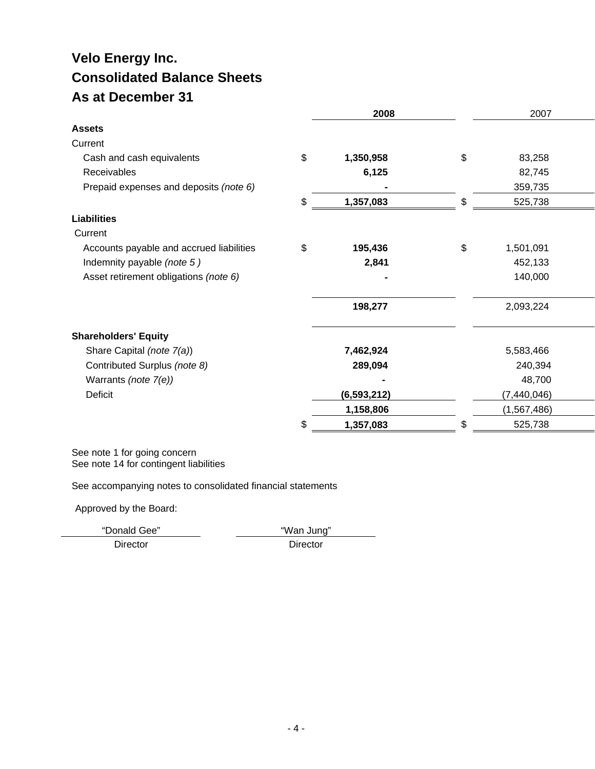# Velo Energy Inc.
## Consolidated Balance Sheets
## As at December 31

| | 2008 | 2007 |
|---|---|---|
| **Assets** | | |
| Current | | |
| Cash and cash equivalents | $ **1,350,958** | $ 83,258 |
| Receivables | **6,125** | 82,745 |
| Prepaid expenses and deposits *(note 6)* | **-** | 359,735 |
| | $ **1,357,083** | $ 525,738 |
| **Liabilities** | | |
| Current | | |
| Accounts payable and accrued liabilities | $ **195,436** | $ 1,501,091 |
| Indemnity payable *(note 5 )* | **2,841** | 452,133 |
| Asset retirement obligations *(note 6)* | **-** | 140,000 |
| | **198,277** | 2,093,224 |
| **Shareholders' Equity** | | |
| Share Capital *(note 7(a))* | **7,462,924** | 5,583,466 |
| Contributed Surplus *(note 8)* | **289,094** | 240,394 |
| Warrants *(note 7(e))* | **-** | 48,700 |
| Deficit | **(6,593,212)** | (7,440,046) |
| | **1,158,806** | (1,567,486) |
| | $ **1,357,083** | $ 525,738 |

See note 1 for going concern
See note 14 for contingent liabilities

See accompanying notes to consolidated financial statements

Approved by the Board:

"Donald Gee"
Director

"Wan Jung"
Director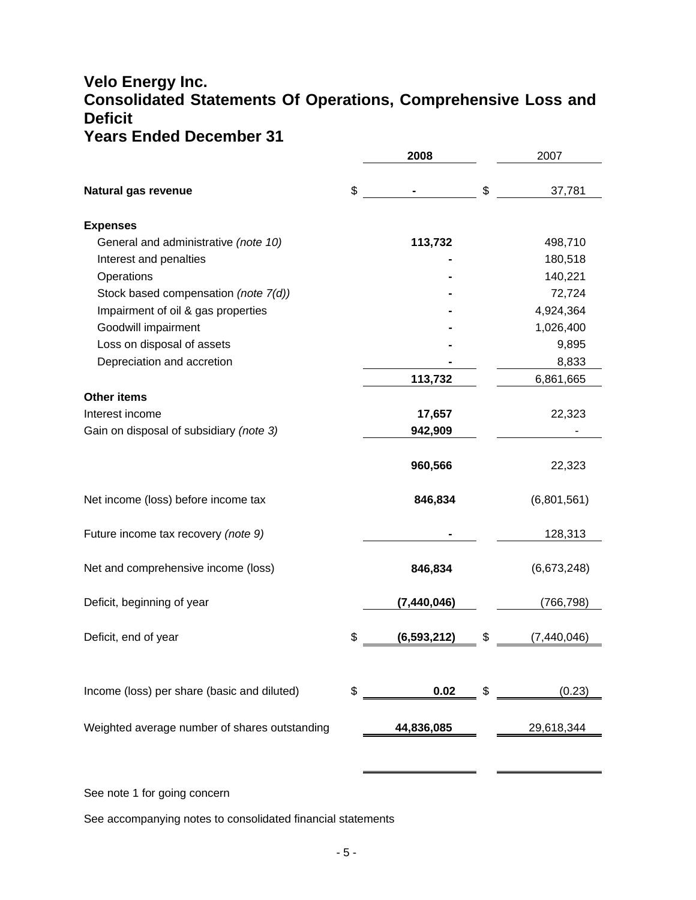# Velo Energy Inc.
# Consolidated Statements Of Operations, Comprehensive Loss and Deficit
# Years Ended December 31

| | 2008 | 2007 |
|---|---|---|
| **Natural gas revenue** | $ **-** | $ 37,781 |
| **Expenses** | | |
| General and administrative *(note 10)* | **113,732** | 498,710 |
| Interest and penalties | **-** | 180,518 |
| Operations | **-** | 140,221 |
| Stock based compensation *(note 7(d))* | **-** | 72,724 |
| Impairment of oil & gas properties | **-** | 4,924,364 |
| Goodwill impairment | **-** | 1,026,400 |
| Loss on disposal of assets | **-** | 9,895 |
| Depreciation and accretion | **-** | 8,833 |
| | **113,732** | 6,861,665 |
| **Other items** | | |
| Interest income | **17,657** | 22,323 |
| Gain on disposal of subsidiary *(note 3)* | **942,909** | - |
| | **960,566** | 22,323 |
| Net income (loss) before income tax | **846,834** | (6,801,561) |
| Future income tax recovery *(note 9)* | **-** | 128,313 |
| Net and comprehensive income (loss) | **846,834** | (6,673,248) |
| Deficit, beginning of year | **(7,440,046)** | (766,798) |
| Deficit, end of year | $ **(6,593,212)** | $ (7,440,046) |
| Income (loss) per share (basic and diluted) | $ **0.02** | $ (0.23) |
| Weighted average number of shares outstanding | **44,836,085** | 29,618,344 |

See note 1 for going concern

See accompanying notes to consolidated financial statements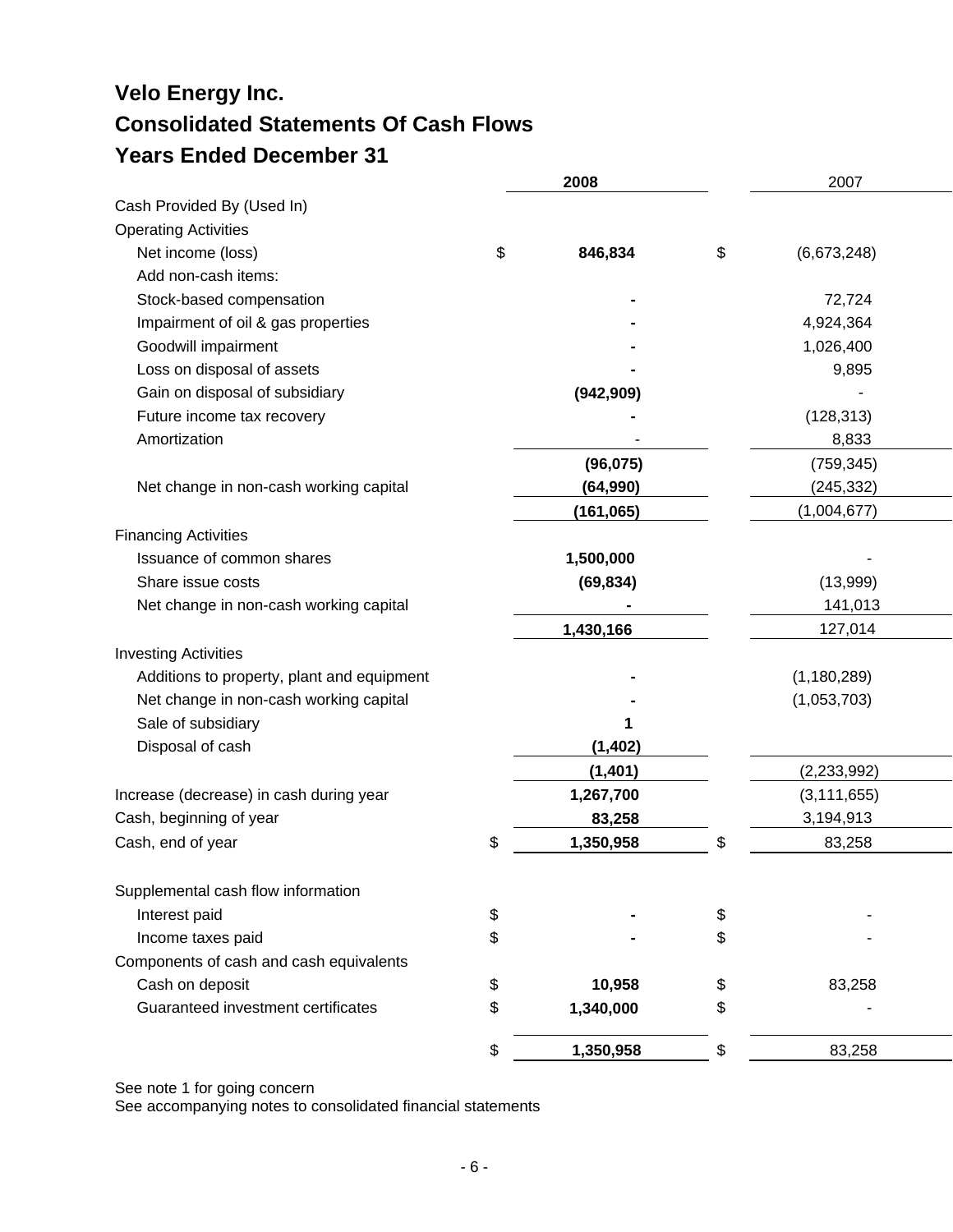# Velo Energy Inc.

## Consolidated Statements Of Cash Flows

## Years Ended December 31

| | 2008 | 2007 |
|---|---|---|
| Cash Provided By (Used In) | | |
| Operating Activities | | |
| Net income (loss) | $ **846,834** | $ (6,673,248) |
| Add non-cash items: | | |
| Stock-based compensation | **-** | 72,724 |
| Impairment of oil & gas properties | **-** | 4,924,364 |
| Goodwill impairment | **-** | 1,026,400 |
| Loss on disposal of assets | **-** | 9,895 |
| Gain on disposal of subsidiary | **(942,909)** | - |
| Future income tax recovery | **-** | (128,313) |
| Amortization | - | 8,833 |
| | **(96,075)** | (759,345) |
| Net change in non-cash working capital | **(64,990)** | (245,332) |
| | **(161,065)** | (1,004,677) |
| Financing Activities | | |
| Issuance of common shares | **1,500,000** | - |
| Share issue costs | **(69,834)** | (13,999) |
| Net change in non-cash working capital | **-** | 141,013 |
| | **1,430,166** | 127,014 |
| Investing Activities | | |
| Additions to property, plant and equipment | **-** | (1,180,289) |
| Net change in non-cash working capital | **-** | (1,053,703) |
| Sale of subsidiary | **1** | |
| Disposal of cash | **(1,402)** | |
| | **(1,401)** | (2,233,992) |
| Increase (decrease) in cash during year | **1,267,700** | (3,111,655) |
| Cash, beginning of year | **83,258** | 3,194,913 |
| Cash, end of year | $ **1,350,958** | $ 83,258 |
| | | |
| Supplemental cash flow information | | |
| Interest paid | $ **-** | $ - |
| Income taxes paid | $ **-** | $ - |
| Components of cash and cash equivalents | | |
| Cash on deposit | $ **10,958** | $ 83,258 |
| Guaranteed investment certificates | $ **1,340,000** | $ - |
| | $ **1,350,958** | $ 83,258 |

See note 1 for going concern
See accompanying notes to consolidated financial statements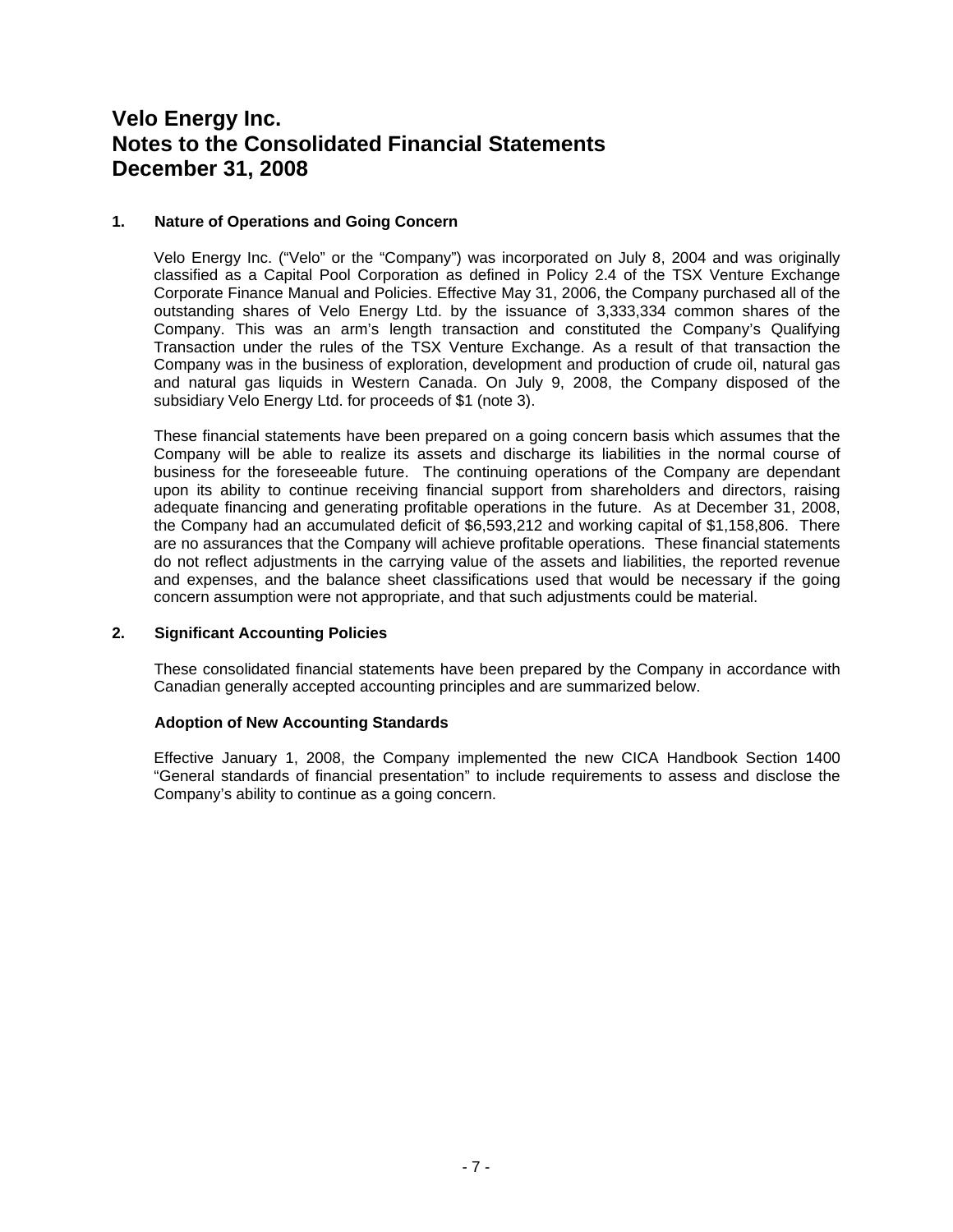# Velo Energy Inc.
# Notes to the Consolidated Financial Statements
# December 31, 2008

## 1. Nature of Operations and Going Concern

Velo Energy Inc. ("Velo" or the "Company") was incorporated on July 8, 2004 and was originally classified as a Capital Pool Corporation as defined in Policy 2.4 of the TSX Venture Exchange Corporate Finance Manual and Policies. Effective May 31, 2006, the Company purchased all of the outstanding shares of Velo Energy Ltd. by the issuance of 3,333,334 common shares of the Company. This was an arm's length transaction and constituted the Company's Qualifying Transaction under the rules of the TSX Venture Exchange. As a result of that transaction the Company was in the business of exploration, development and production of crude oil, natural gas and natural gas liquids in Western Canada. On July 9, 2008, the Company disposed of the subsidiary Velo Energy Ltd. for proceeds of $1 (note 3).

These financial statements have been prepared on a going concern basis which assumes that the Company will be able to realize its assets and discharge its liabilities in the normal course of business for the foreseeable future. The continuing operations of the Company are dependant upon its ability to continue receiving financial support from shareholders and directors, raising adequate financing and generating profitable operations in the future. As at December 31, 2008, the Company had an accumulated deficit of $6,593,212 and working capital of $1,158,806. There are no assurances that the Company will achieve profitable operations. These financial statements do not reflect adjustments in the carrying value of the assets and liabilities, the reported revenue and expenses, and the balance sheet classifications used that would be necessary if the going concern assumption were not appropriate, and that such adjustments could be material.

## 2. Significant Accounting Policies

These consolidated financial statements have been prepared by the Company in accordance with Canadian generally accepted accounting principles and are summarized below.

### Adoption of New Accounting Standards

Effective January 1, 2008, the Company implemented the new CICA Handbook Section 1400 "General standards of financial presentation" to include requirements to assess and disclose the Company's ability to continue as a going concern.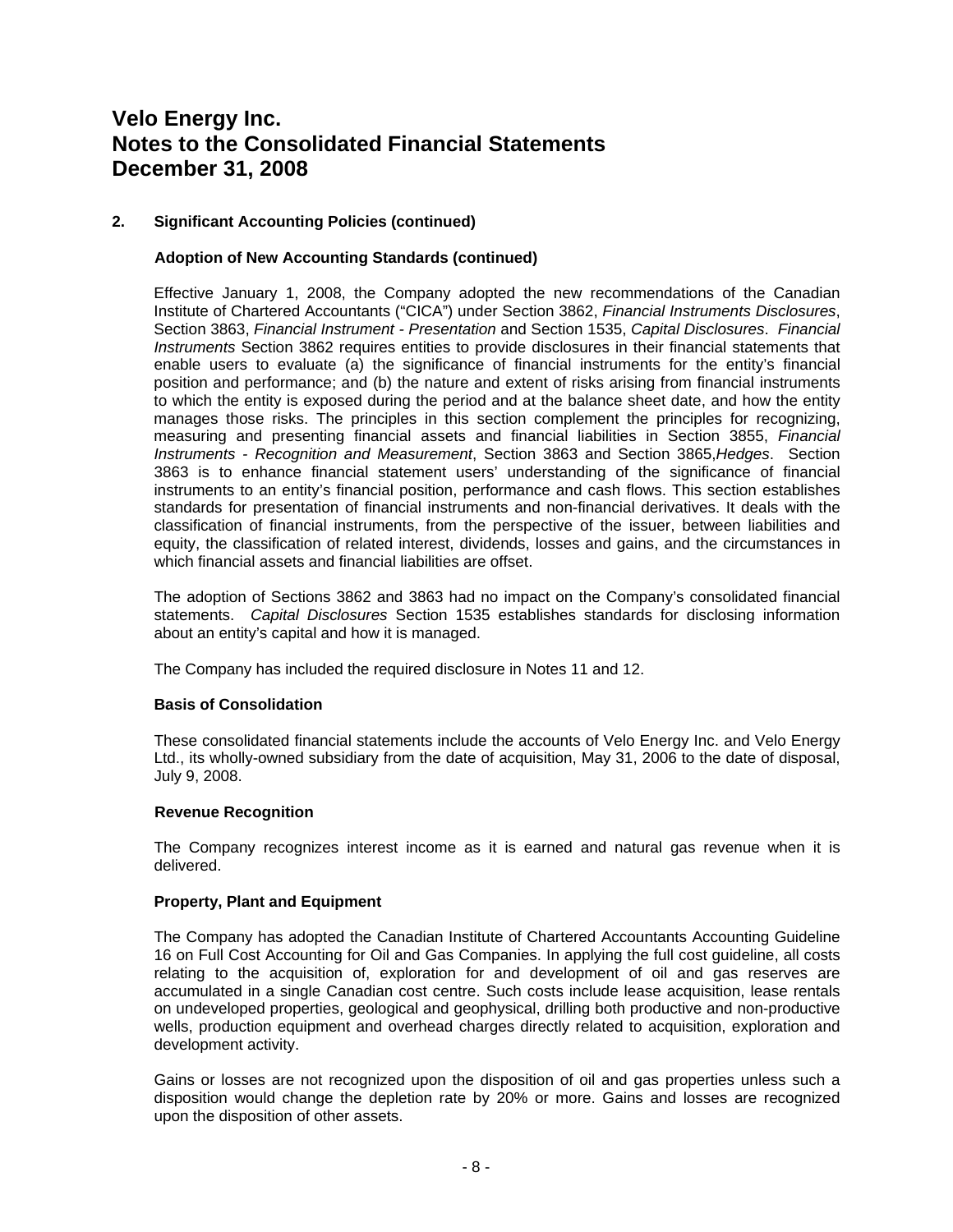# Velo Energy Inc.
# Notes to the Consolidated Financial Statements
# December 31, 2008

## 2. Significant Accounting Policies (continued)

### Adoption of New Accounting Standards (continued)

Effective January 1, 2008, the Company adopted the new recommendations of the Canadian Institute of Chartered Accountants ("CICA") under Section 3862, *Financial Instruments Disclosures*, Section 3863, *Financial Instrument - Presentation* and Section 1535, *Capital Disclosures*. *Financial Instruments* Section 3862 requires entities to provide disclosures in their financial statements that enable users to evaluate (a) the significance of financial instruments for the entity's financial position and performance; and (b) the nature and extent of risks arising from financial instruments to which the entity is exposed during the period and at the balance sheet date, and how the entity manages those risks. The principles in this section complement the principles for recognizing, measuring and presenting financial assets and financial liabilities in Section 3855, *Financial Instruments - Recognition and Measurement*, Section 3863 and Section 3865,*Hedges*. Section 3863 is to enhance financial statement users' understanding of the significance of financial instruments to an entity's financial position, performance and cash flows. This section establishes standards for presentation of financial instruments and non-financial derivatives. It deals with the classification of financial instruments, from the perspective of the issuer, between liabilities and equity, the classification of related interest, dividends, losses and gains, and the circumstances in which financial assets and financial liabilities are offset.

The adoption of Sections 3862 and 3863 had no impact on the Company's consolidated financial statements. *Capital Disclosures* Section 1535 establishes standards for disclosing information about an entity's capital and how it is managed.

The Company has included the required disclosure in Notes 11 and 12.

### Basis of Consolidation

These consolidated financial statements include the accounts of Velo Energy Inc. and Velo Energy Ltd., its wholly-owned subsidiary from the date of acquisition, May 31, 2006 to the date of disposal, July 9, 2008.

### Revenue Recognition

The Company recognizes interest income as it is earned and natural gas revenue when it is delivered.

### Property, Plant and Equipment

The Company has adopted the Canadian Institute of Chartered Accountants Accounting Guideline 16 on Full Cost Accounting for Oil and Gas Companies. In applying the full cost guideline, all costs relating to the acquisition of, exploration for and development of oil and gas reserves are accumulated in a single Canadian cost centre. Such costs include lease acquisition, lease rentals on undeveloped properties, geological and geophysical, drilling both productive and non-productive wells, production equipment and overhead charges directly related to acquisition, exploration and development activity.

Gains or losses are not recognized upon the disposition of oil and gas properties unless such a disposition would change the depletion rate by 20% or more. Gains and losses are recognized upon the disposition of other assets.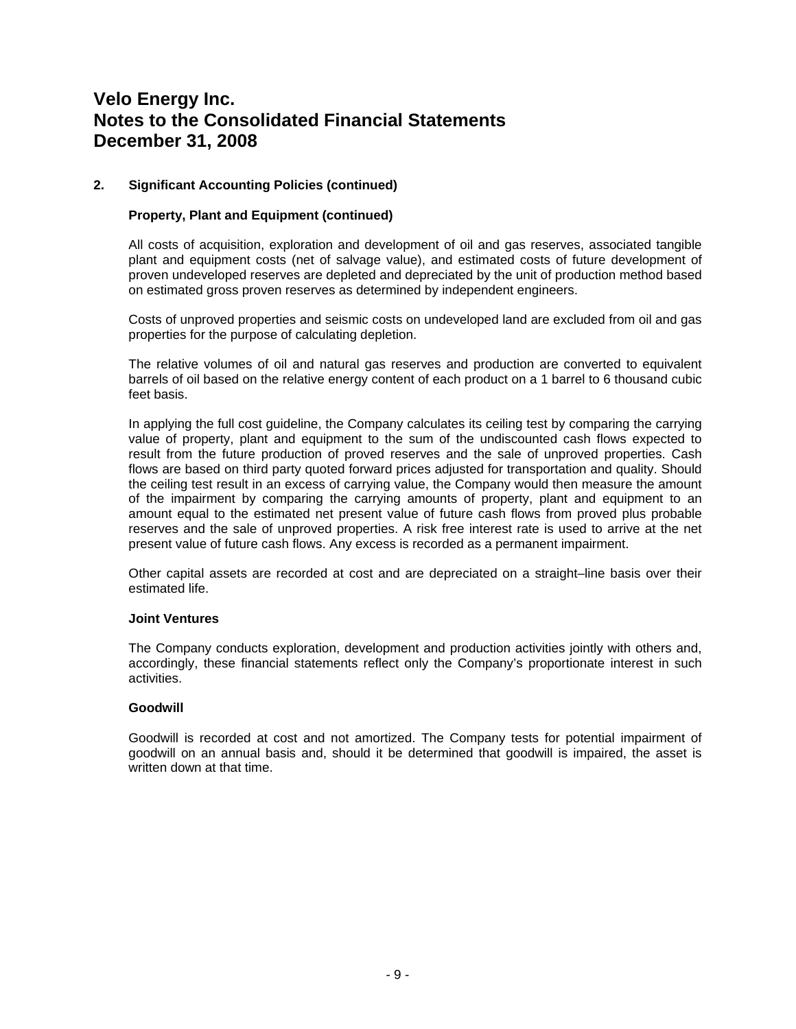# Velo Energy Inc.
# Notes to the Consolidated Financial Statements
# December 31, 2008

## 2. Significant Accounting Policies (continued)

### Property, Plant and Equipment (continued)

All costs of acquisition, exploration and development of oil and gas reserves, associated tangible plant and equipment costs (net of salvage value), and estimated costs of future development of proven undeveloped reserves are depleted and depreciated by the unit of production method based on estimated gross proven reserves as determined by independent engineers.

Costs of unproved properties and seismic costs on undeveloped land are excluded from oil and gas properties for the purpose of calculating depletion.

The relative volumes of oil and natural gas reserves and production are converted to equivalent barrels of oil based on the relative energy content of each product on a 1 barrel to 6 thousand cubic feet basis.

In applying the full cost guideline, the Company calculates its ceiling test by comparing the carrying value of property, plant and equipment to the sum of the undiscounted cash flows expected to result from the future production of proved reserves and the sale of unproved properties. Cash flows are based on third party quoted forward prices adjusted for transportation and quality. Should the ceiling test result in an excess of carrying value, the Company would then measure the amount of the impairment by comparing the carrying amounts of property, plant and equipment to an amount equal to the estimated net present value of future cash flows from proved plus probable reserves and the sale of unproved properties. A risk free interest rate is used to arrive at the net present value of future cash flows. Any excess is recorded as a permanent impairment.

Other capital assets are recorded at cost and are depreciated on a straight–line basis over their estimated life.

### Joint Ventures

The Company conducts exploration, development and production activities jointly with others and, accordingly, these financial statements reflect only the Company's proportionate interest in such activities.

### Goodwill

Goodwill is recorded at cost and not amortized. The Company tests for potential impairment of goodwill on an annual basis and, should it be determined that goodwill is impaired, the asset is written down at that time.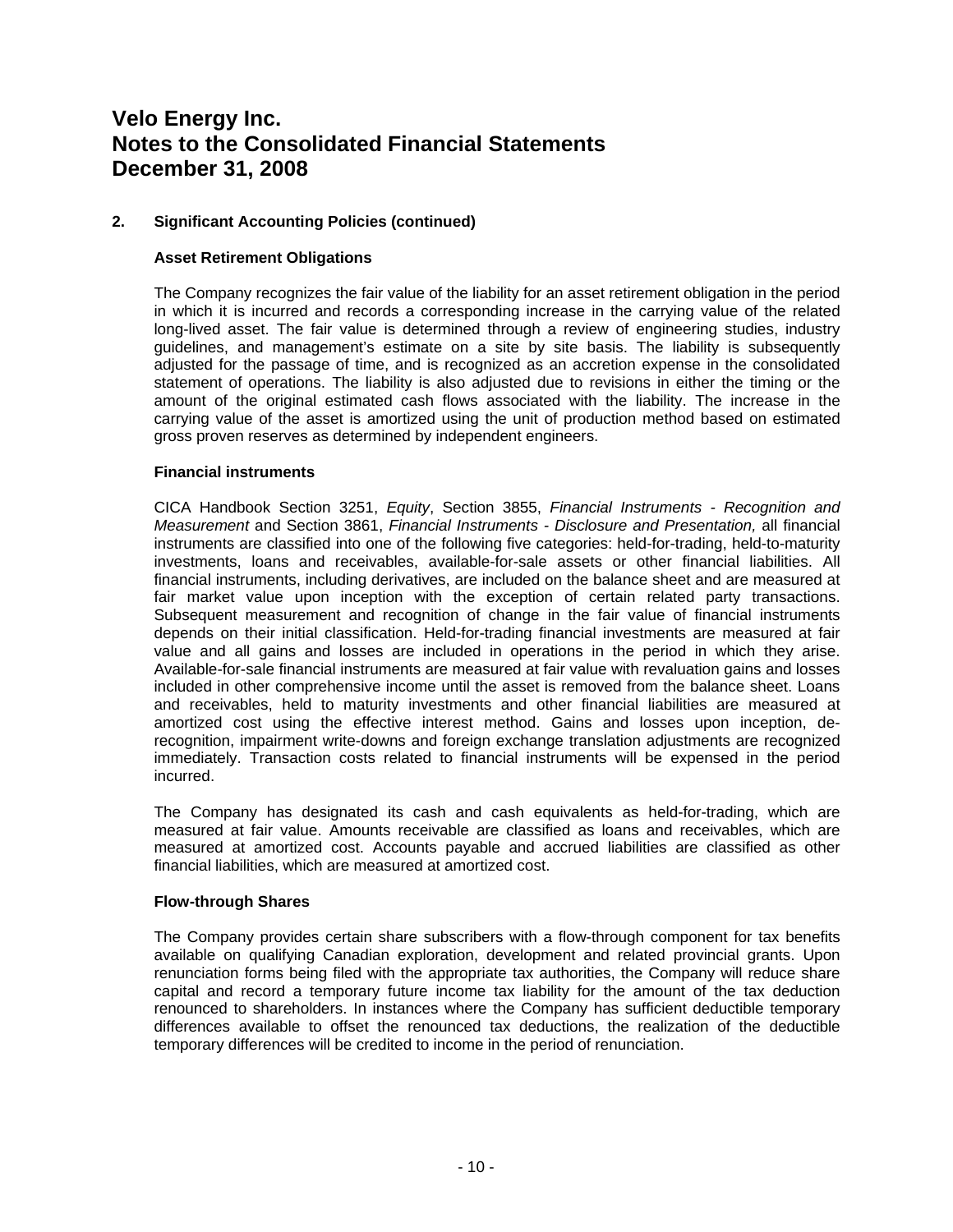# Velo Energy Inc.
# Notes to the Consolidated Financial Statements
# December 31, 2008

## 2. Significant Accounting Policies (continued)

### Asset Retirement Obligations

The Company recognizes the fair value of the liability for an asset retirement obligation in the period in which it is incurred and records a corresponding increase in the carrying value of the related long-lived asset. The fair value is determined through a review of engineering studies, industry guidelines, and management's estimate on a site by site basis. The liability is subsequently adjusted for the passage of time, and is recognized as an accretion expense in the consolidated statement of operations. The liability is also adjusted due to revisions in either the timing or the amount of the original estimated cash flows associated with the liability. The increase in the carrying value of the asset is amortized using the unit of production method based on estimated gross proven reserves as determined by independent engineers.

### Financial instruments

CICA Handbook Section 3251, *Equity*, Section 3855, *Financial Instruments - Recognition and Measurement* and Section 3861, *Financial Instruments - Disclosure and Presentation,* all financial instruments are classified into one of the following five categories: held-for-trading, held-to-maturity investments, loans and receivables, available-for-sale assets or other financial liabilities. All financial instruments, including derivatives, are included on the balance sheet and are measured at fair market value upon inception with the exception of certain related party transactions. Subsequent measurement and recognition of change in the fair value of financial instruments depends on their initial classification. Held-for-trading financial investments are measured at fair value and all gains and losses are included in operations in the period in which they arise. Available-for-sale financial instruments are measured at fair value with revaluation gains and losses included in other comprehensive income until the asset is removed from the balance sheet. Loans and receivables, held to maturity investments and other financial liabilities are measured at amortized cost using the effective interest method. Gains and losses upon inception, de-recognition, impairment write-downs and foreign exchange translation adjustments are recognized immediately. Transaction costs related to financial instruments will be expensed in the period incurred.

The Company has designated its cash and cash equivalents as held-for-trading, which are measured at fair value. Amounts receivable are classified as loans and receivables, which are measured at amortized cost. Accounts payable and accrued liabilities are classified as other financial liabilities, which are measured at amortized cost.

### Flow-through Shares

The Company provides certain share subscribers with a flow-through component for tax benefits available on qualifying Canadian exploration, development and related provincial grants. Upon renunciation forms being filed with the appropriate tax authorities, the Company will reduce share capital and record a temporary future income tax liability for the amount of the tax deduction renounced to shareholders. In instances where the Company has sufficient deductible temporary differences available to offset the renounced tax deductions, the realization of the deductible temporary differences will be credited to income in the period of renunciation.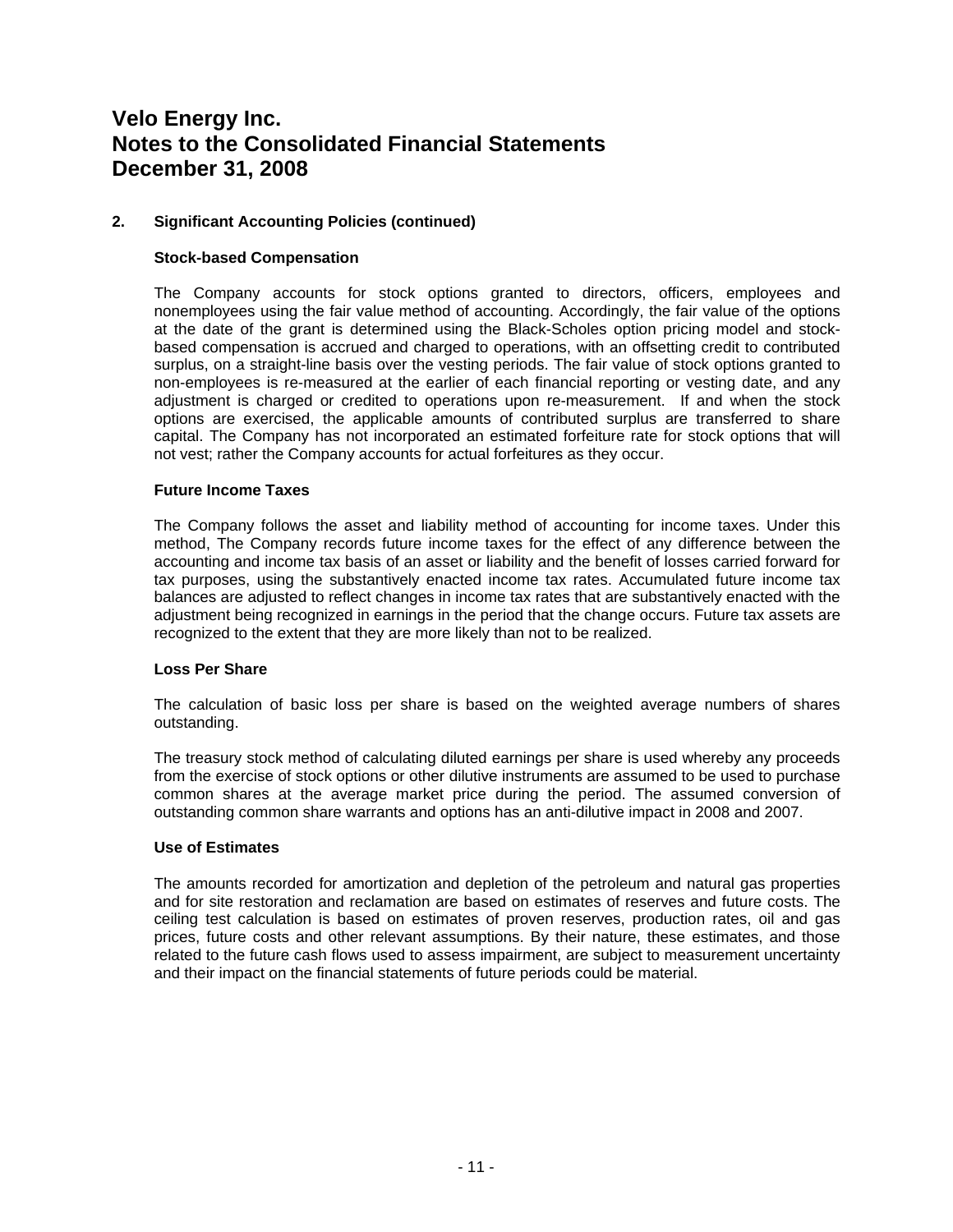# Velo Energy Inc.
# Notes to the Consolidated Financial Statements
# December 31, 2008

## 2. Significant Accounting Policies (continued)

### Stock-based Compensation

The Company accounts for stock options granted to directors, officers, employees and nonemployees using the fair value method of accounting. Accordingly, the fair value of the options at the date of the grant is determined using the Black-Scholes option pricing model and stock-based compensation is accrued and charged to operations, with an offsetting credit to contributed surplus, on a straight-line basis over the vesting periods. The fair value of stock options granted to non-employees is re-measured at the earlier of each financial reporting or vesting date, and any adjustment is charged or credited to operations upon re-measurement. If and when the stock options are exercised, the applicable amounts of contributed surplus are transferred to share capital. The Company has not incorporated an estimated forfeiture rate for stock options that will not vest; rather the Company accounts for actual forfeitures as they occur.

### Future Income Taxes

The Company follows the asset and liability method of accounting for income taxes. Under this method, The Company records future income taxes for the effect of any difference between the accounting and income tax basis of an asset or liability and the benefit of losses carried forward for tax purposes, using the substantively enacted income tax rates. Accumulated future income tax balances are adjusted to reflect changes in income tax rates that are substantively enacted with the adjustment being recognized in earnings in the period that the change occurs. Future tax assets are recognized to the extent that they are more likely than not to be realized.

### Loss Per Share

The calculation of basic loss per share is based on the weighted average numbers of shares outstanding.

The treasury stock method of calculating diluted earnings per share is used whereby any proceeds from the exercise of stock options or other dilutive instruments are assumed to be used to purchase common shares at the average market price during the period. The assumed conversion of outstanding common share warrants and options has an anti-dilutive impact in 2008 and 2007.

### Use of Estimates

The amounts recorded for amortization and depletion of the petroleum and natural gas properties and for site restoration and reclamation are based on estimates of reserves and future costs. The ceiling test calculation is based on estimates of proven reserves, production rates, oil and gas prices, future costs and other relevant assumptions. By their nature, these estimates, and those related to the future cash flows used to assess impairment, are subject to measurement uncertainty and their impact on the financial statements of future periods could be material.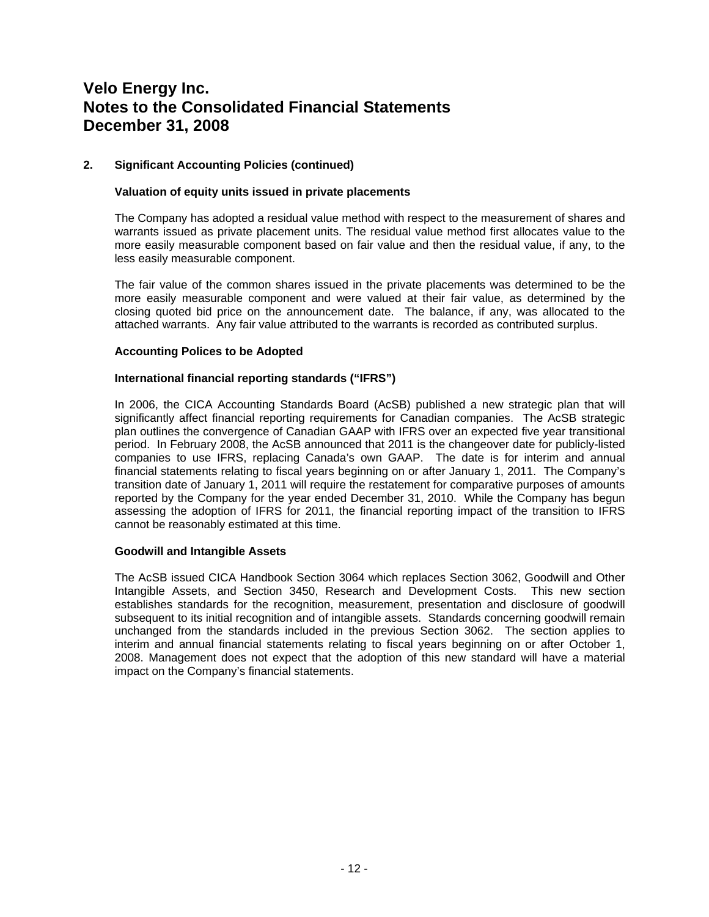# Velo Energy Inc.
# Notes to the Consolidated Financial Statements
# December 31, 2008

## 2. Significant Accounting Policies (continued)

### Valuation of equity units issued in private placements

The Company has adopted a residual value method with respect to the measurement of shares and warrants issued as private placement units. The residual value method first allocates value to the more easily measurable component based on fair value and then the residual value, if any, to the less easily measurable component.

The fair value of the common shares issued in the private placements was determined to be the more easily measurable component and were valued at their fair value, as determined by the closing quoted bid price on the announcement date. The balance, if any, was allocated to the attached warrants. Any fair value attributed to the warrants is recorded as contributed surplus.

### Accounting Polices to be Adopted

### International financial reporting standards ("IFRS")

In 2006, the CICA Accounting Standards Board (AcSB) published a new strategic plan that will significantly affect financial reporting requirements for Canadian companies. The AcSB strategic plan outlines the convergence of Canadian GAAP with IFRS over an expected five year transitional period. In February 2008, the AcSB announced that 2011 is the changeover date for publicly-listed companies to use IFRS, replacing Canada's own GAAP. The date is for interim and annual financial statements relating to fiscal years beginning on or after January 1, 2011. The Company's transition date of January 1, 2011 will require the restatement for comparative purposes of amounts reported by the Company for the year ended December 31, 2010. While the Company has begun assessing the adoption of IFRS for 2011, the financial reporting impact of the transition to IFRS cannot be reasonably estimated at this time.

### Goodwill and Intangible Assets

The AcSB issued CICA Handbook Section 3064 which replaces Section 3062, Goodwill and Other Intangible Assets, and Section 3450, Research and Development Costs. This new section establishes standards for the recognition, measurement, presentation and disclosure of goodwill subsequent to its initial recognition and of intangible assets. Standards concerning goodwill remain unchanged from the standards included in the previous Section 3062. The section applies to interim and annual financial statements relating to fiscal years beginning on or after October 1, 2008. Management does not expect that the adoption of this new standard will have a material impact on the Company's financial statements.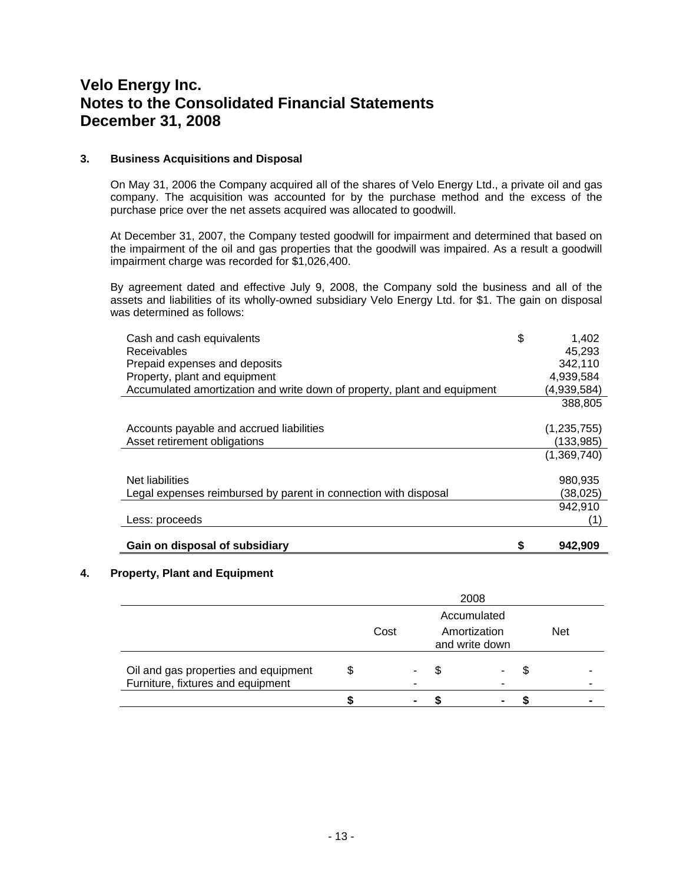# Velo Energy Inc.
# Notes to the Consolidated Financial Statements
# December 31, 2008

### 3. Business Acquisitions and Disposal

On May 31, 2006 the Company acquired all of the shares of Velo Energy Ltd., a private oil and gas company. The acquisition was accounted for by the purchase method and the excess of the purchase price over the net assets acquired was allocated to goodwill.

At December 31, 2007, the Company tested goodwill for impairment and determined that based on the impairment of the oil and gas properties that the goodwill was impaired. As a result a goodwill impairment charge was recorded for $1,026,400.

By agreement dated and effective July 9, 2008, the Company sold the business and all of the assets and liabilities of its wholly-owned subsidiary Velo Energy Ltd. for $1. The gain on disposal was determined as follows:

| | | |
|---|---|---|
| Cash and cash equivalents | $ | 1,402 |
| Receivables | | 45,293 |
| Prepaid expenses and deposits | | 342,110 |
| Property, plant and equipment | | 4,939,584 |
| Accumulated amortization and write down of property, plant and equipment | | (4,939,584) |
| | | 388,805 |
| Accounts payable and accrued liabilities | | (1,235,755) |
| Asset retirement obligations | | (133,985) |
| | | (1,369,740) |
| Net liabilities | | 980,935 |
| Legal expenses reimbursed by parent in connection with disposal | | (38,025) |
| | | 942,910 |
| Less: proceeds | | (1) |
| **Gain on disposal of subsidiary** | **$** | **942,909** |

### 4. Property, Plant and Equipment

| | 2008 | | |
|---|---|---|---|
| | Cost | Accumulated Amortization and write down | Net |
| Oil and gas properties and equipment | $ - | $ - | $ - |
| Furniture, fixtures and equipment | - | - | - |
| | **$ -** | **$ -** | **$ -** |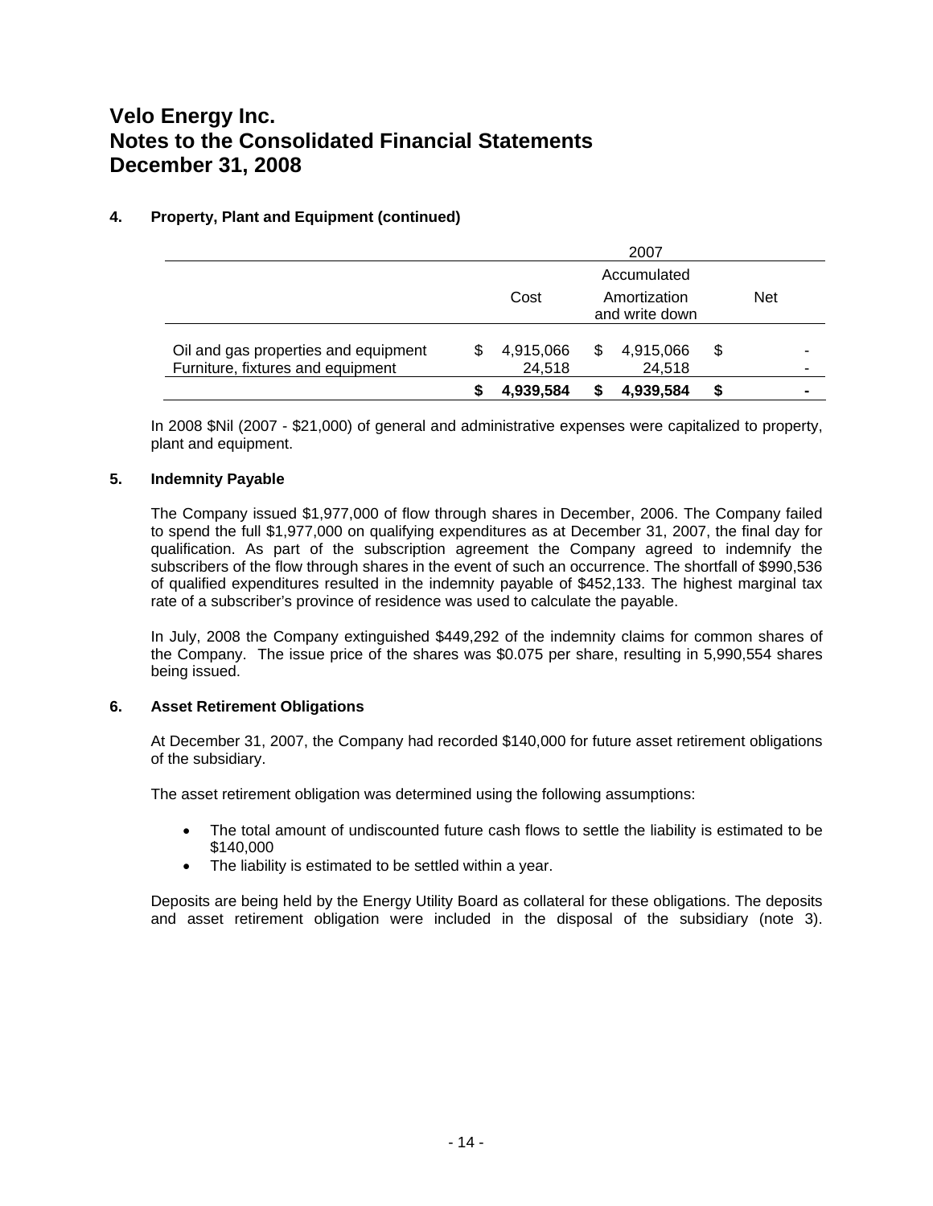# Velo Energy Inc.
# Notes to the Consolidated Financial Statements
# December 31, 2008

**4. Property, Plant and Equipment (continued)**

| | 2007 | | |
|---|---|---|---|
| | Cost | Accumulated Amortization and write down | Net |
| Oil and gas properties and equipment | $ 4,915,066 | $ 4,915,066 | $ - |
| Furniture, fixtures and equipment | 24,518 | 24,518 | - |
| | **$ 4,939,584** | **$ 4,939,584** | **$ -** |

In 2008 $Nil (2007 - $21,000) of general and administrative expenses were capitalized to property, plant and equipment.

**5. Indemnity Payable**

The Company issued $1,977,000 of flow through shares in December, 2006. The Company failed to spend the full $1,977,000 on qualifying expenditures as at December 31, 2007, the final day for qualification. As part of the subscription agreement the Company agreed to indemnify the subscribers of the flow through shares in the event of such an occurrence. The shortfall of $990,536 of qualified expenditures resulted in the indemnity payable of $452,133. The highest marginal tax rate of a subscriber's province of residence was used to calculate the payable.

In July, 2008 the Company extinguished $449,292 of the indemnity claims for common shares of the Company. The issue price of the shares was $0.075 per share, resulting in 5,990,554 shares being issued.

**6. Asset Retirement Obligations**

At December 31, 2007, the Company had recorded $140,000 for future asset retirement obligations of the subsidiary.

The asset retirement obligation was determined using the following assumptions:

- The total amount of undiscounted future cash flows to settle the liability is estimated to be $140,000
- The liability is estimated to be settled within a year.

Deposits are being held by the Energy Utility Board as collateral for these obligations. The deposits and asset retirement obligation were included in the disposal of the subsidiary (note 3).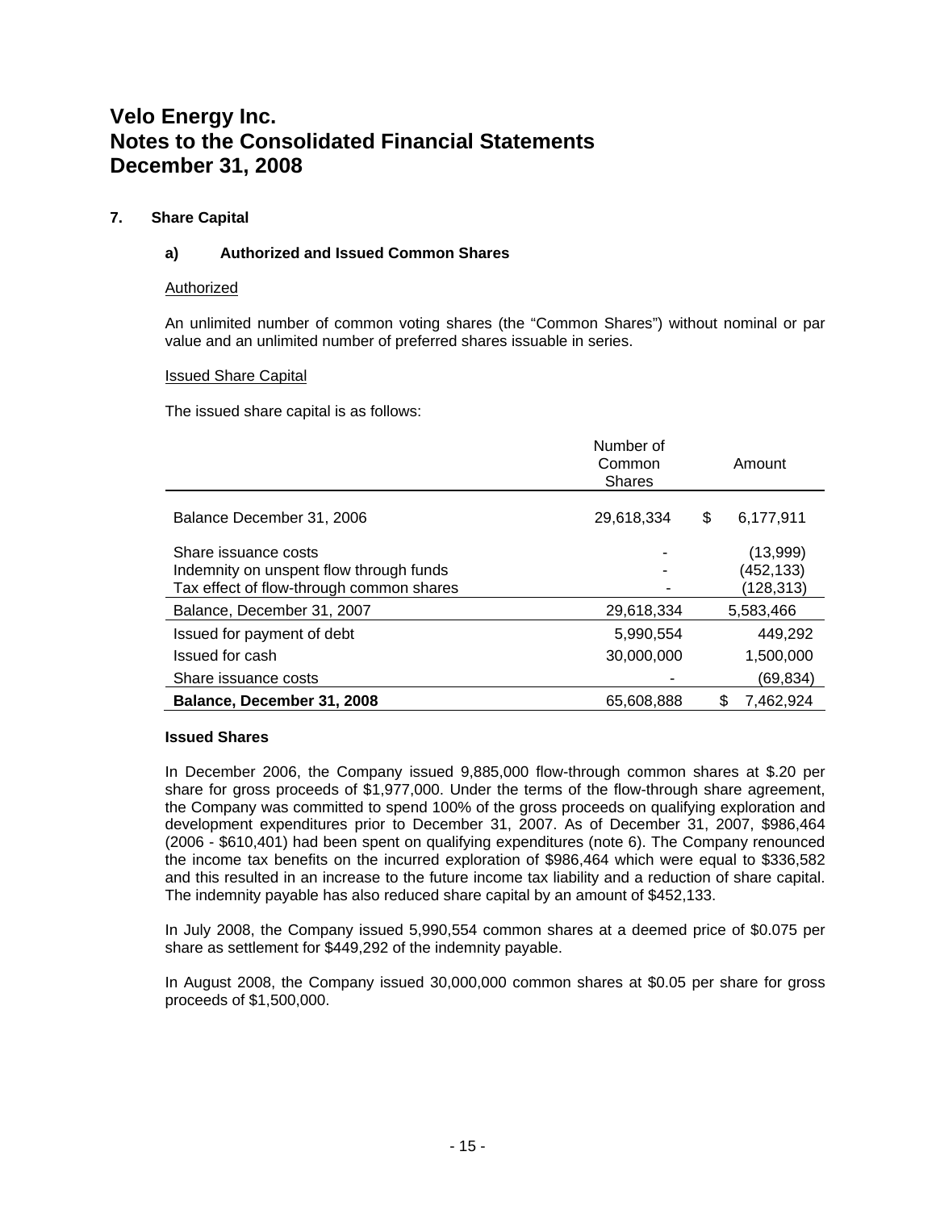# Velo Energy Inc.
# Notes to the Consolidated Financial Statements
# December 31, 2008

## 7. Share Capital

### a) Authorized and Issued Common Shares

Authorized

An unlimited number of common voting shares (the "Common Shares") without nominal or par value and an unlimited number of preferred shares issuable in series.

Issued Share Capital

The issued share capital is as follows:

| | Number of Common Shares | Amount |
|---|---|---|
| Balance December 31, 2006 | 29,618,334 | $ 6,177,911 |
| Share issuance costs | - | (13,999) |
| Indemnity on unspent flow through funds | - | (452,133) |
| Tax effect of flow-through common shares | - | (128,313) |
| Balance, December 31, 2007 | 29,618,334 | 5,583,466 |
| Issued for payment of debt | 5,990,554 | 449,292 |
| Issued for cash | 30,000,000 | 1,500,000 |
| Share issuance costs | - | (69,834) |
| **Balance, December 31, 2008** | 65,608,888 | $ 7,462,924 |

**Issued Shares**

In December 2006, the Company issued 9,885,000 flow-through common shares at $.20 per share for gross proceeds of $1,977,000. Under the terms of the flow-through share agreement, the Company was committed to spend 100% of the gross proceeds on qualifying exploration and development expenditures prior to December 31, 2007. As of December 31, 2007, $986,464 (2006 - $610,401) had been spent on qualifying expenditures (note 6). The Company renounced the income tax benefits on the incurred exploration of $986,464 which were equal to $336,582 and this resulted in an increase to the future income tax liability and a reduction of share capital. The indemnity payable has also reduced share capital by an amount of $452,133.

In July 2008, the Company issued 5,990,554 common shares at a deemed price of $0.075 per share as settlement for $449,292 of the indemnity payable.

In August 2008, the Company issued 30,000,000 common shares at $0.05 per share for gross proceeds of $1,500,000.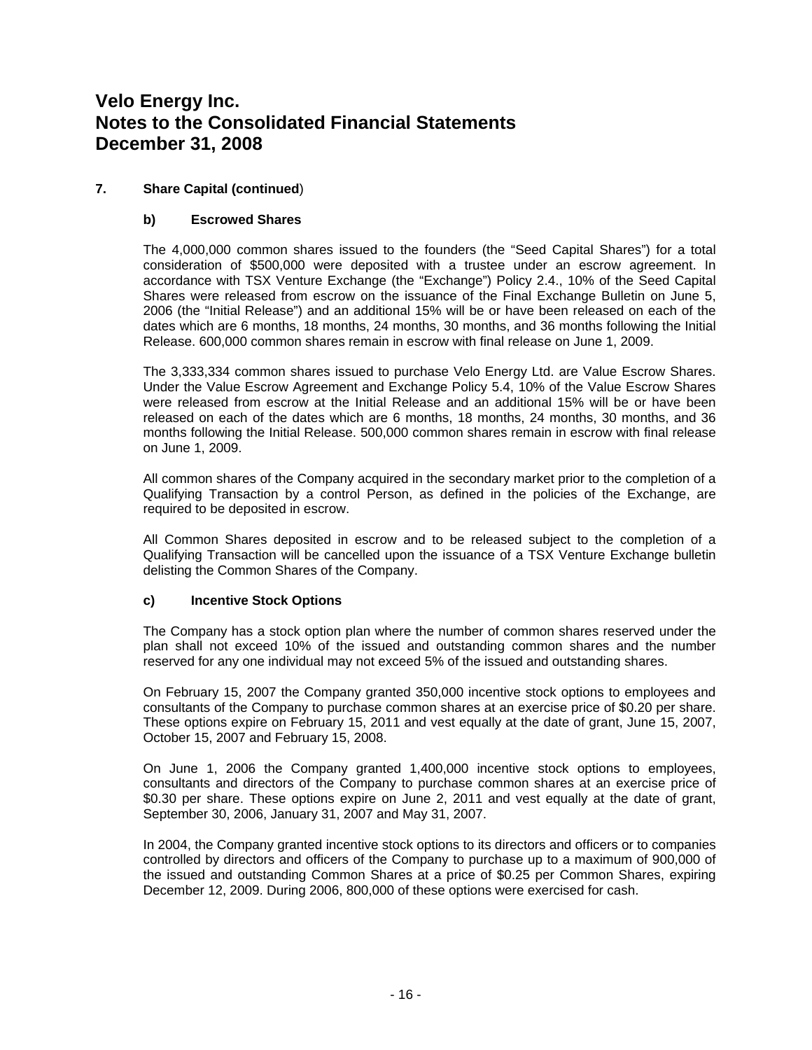# Velo Energy Inc.
# Notes to the Consolidated Financial Statements
# December 31, 2008

## 7. Share Capital (continued)

### b) Escrowed Shares

The 4,000,000 common shares issued to the founders (the "Seed Capital Shares") for a total consideration of $500,000 were deposited with a trustee under an escrow agreement. In accordance with TSX Venture Exchange (the "Exchange") Policy 2.4., 10% of the Seed Capital Shares were released from escrow on the issuance of the Final Exchange Bulletin on June 5, 2006 (the "Initial Release") and an additional 15% will be or have been released on each of the dates which are 6 months, 18 months, 24 months, 30 months, and 36 months following the Initial Release. 600,000 common shares remain in escrow with final release on June 1, 2009.

The 3,333,334 common shares issued to purchase Velo Energy Ltd. are Value Escrow Shares. Under the Value Escrow Agreement and Exchange Policy 5.4, 10% of the Value Escrow Shares were released from escrow at the Initial Release and an additional 15% will be or have been released on each of the dates which are 6 months, 18 months, 24 months, 30 months, and 36 months following the Initial Release. 500,000 common shares remain in escrow with final release on June 1, 2009.

All common shares of the Company acquired in the secondary market prior to the completion of a Qualifying Transaction by a control Person, as defined in the policies of the Exchange, are required to be deposited in escrow.

All Common Shares deposited in escrow and to be released subject to the completion of a Qualifying Transaction will be cancelled upon the issuance of a TSX Venture Exchange bulletin delisting the Common Shares of the Company.

### c) Incentive Stock Options

The Company has a stock option plan where the number of common shares reserved under the plan shall not exceed 10% of the issued and outstanding common shares and the number reserved for any one individual may not exceed 5% of the issued and outstanding shares.

On February 15, 2007 the Company granted 350,000 incentive stock options to employees and consultants of the Company to purchase common shares at an exercise price of $0.20 per share. These options expire on February 15, 2011 and vest equally at the date of grant, June 15, 2007, October 15, 2007 and February 15, 2008.

On June 1, 2006 the Company granted 1,400,000 incentive stock options to employees, consultants and directors of the Company to purchase common shares at an exercise price of $0.30 per share. These options expire on June 2, 2011 and vest equally at the date of grant, September 30, 2006, January 31, 2007 and May 31, 2007.

In 2004, the Company granted incentive stock options to its directors and officers or to companies controlled by directors and officers of the Company to purchase up to a maximum of 900,000 of the issued and outstanding Common Shares at a price of $0.25 per Common Shares, expiring December 12, 2009. During 2006, 800,000 of these options were exercised for cash.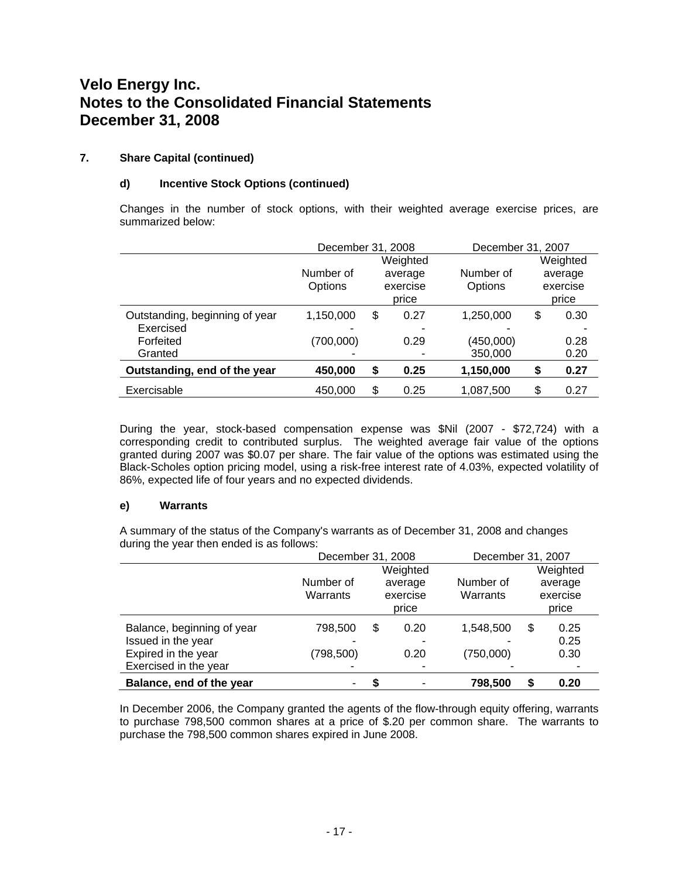# Velo Energy Inc.
# Notes to the Consolidated Financial Statements
# December 31, 2008

## 7. Share Capital (continued)

### d) Incentive Stock Options (continued)

Changes in the number of stock options, with their weighted average exercise prices, are summarized below:

| | December 31, 2008 | | December 31, 2007 | |
|---|---|---|---|---|
| | Number of Options | Weighted average exercise price | Number of Options | Weighted average exercise price |
| Outstanding, beginning of year | 1,150,000 | $ 0.27 | 1,250,000 | $ 0.30 |
| Exercised | - | - | - | - |
| Forfeited | (700,000) | 0.29 | (450,000) | 0.28 |
| Granted | - | - | 350,000 | 0.20 |
| **Outstanding, end of the year** | **450,000** | **$ 0.25** | **1,150,000** | **$ 0.27** |
| Exercisable | 450,000 | $ 0.25 | 1,087,500 | $ 0.27 |

During the year, stock-based compensation expense was $Nil (2007 - $72,724) with a corresponding credit to contributed surplus. The weighted average fair value of the options granted during 2007 was $0.07 per share. The fair value of the options was estimated using the Black-Scholes option pricing model, using a risk-free interest rate of 4.03%, expected volatility of 86%, expected life of four years and no expected dividends.

### e) Warrants

A summary of the status of the Company's warrants as of December 31, 2008 and changes during the year then ended is as follows:

| | December 31, 2008 | | December 31, 2007 | |
|---|---|---|---|---|
| | Number of Warrants | Weighted average exercise price | Number of Warrants | Weighted average exercise price |
| Balance, beginning of year | 798,500 | $ 0.20 | 1,548,500 | $ 0.25 |
| Issued in the year | - | - | - | 0.25 |
| Expired in the year | (798,500) | 0.20 | (750,000) | 0.30 |
| Exercised in the year | - | - | - | - |
| **Balance, end of the year** | **-** | **$ -** | **798,500** | **$ 0.20** |

In December 2006, the Company granted the agents of the flow-through equity offering, warrants to purchase 798,500 common shares at a price of $.20 per common share. The warrants to purchase the 798,500 common shares expired in June 2008.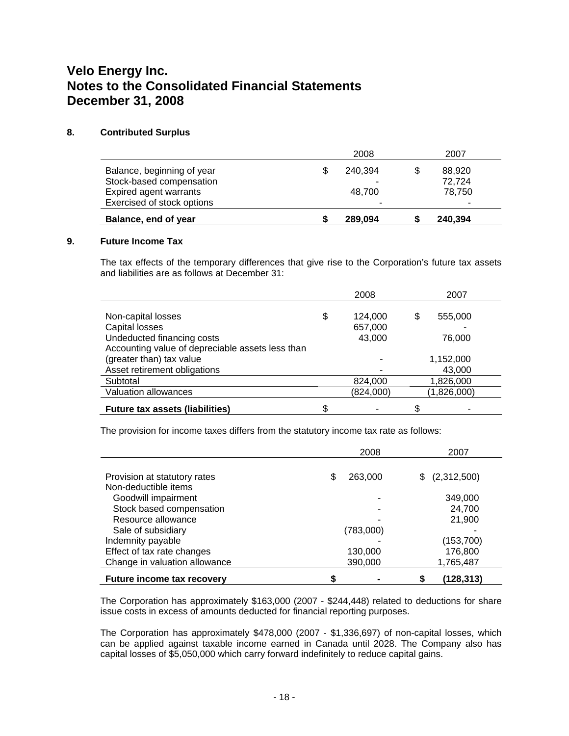# Velo Energy Inc.
# Notes to the Consolidated Financial Statements
# December 31, 2008

## 8. Contributed Surplus

| | 2008 | 2007 |
|---|---|---|
| Balance, beginning of year | $ 240,394 | $ 88,920 |
| Stock-based compensation | - | 72,724 |
| Expired agent warrants | 48,700 | 78,750 |
| Exercised of stock options | - | - |
| **Balance, end of year** | **$ 289,094** | **$ 240,394** |

## 9. Future Income Tax

The tax effects of the temporary differences that give rise to the Corporation's future tax assets and liabilities are as follows at December 31:

| | 2008 | 2007 |
|---|---|---|
| Non-capital losses | $ 124,000 | $ 555,000 |
| Capital losses | 657,000 | - |
| Undeducted financing costs | 43,000 | 76,000 |
| Accounting value of depreciable assets less than (greater than) tax value | - | 1,152,000 |
| Asset retirement obligations | - | 43,000 |
| Subtotal | 824,000 | 1,826,000 |
| Valuation allowances | (824,000) | (1,826,000) |
| **Future tax assets (liabilities)** | $ - | $ - |

The provision for income taxes differs from the statutory income tax rate as follows:

| | 2008 | 2007 |
|---|---|---|
| Provision at statutory rates | $ 263,000 | $ (2,312,500) |
| Non-deductible items | | |
| Goodwill impairment | - | 349,000 |
| Stock based compensation | - | 24,700 |
| Resource allowance | - | 21,900 |
| Sale of subsidiary | (783,000) | - |
| Indemnity payable | - | (153,700) |
| Effect of tax rate changes | 130,000 | 176,800 |
| Change in valuation allowance | 390,000 | 1,765,487 |
| **Future income tax recovery** | **$ -** | **$ (128,313)** |

The Corporation has approximately $163,000 (2007 - $244,448) related to deductions for share issue costs in excess of amounts deducted for financial reporting purposes.

The Corporation has approximately $478,000 (2007 - $1,336,697) of non-capital losses, which can be applied against taxable income earned in Canada until 2028. The Company also has capital losses of $5,050,000 which carry forward indefinitely to reduce capital gains.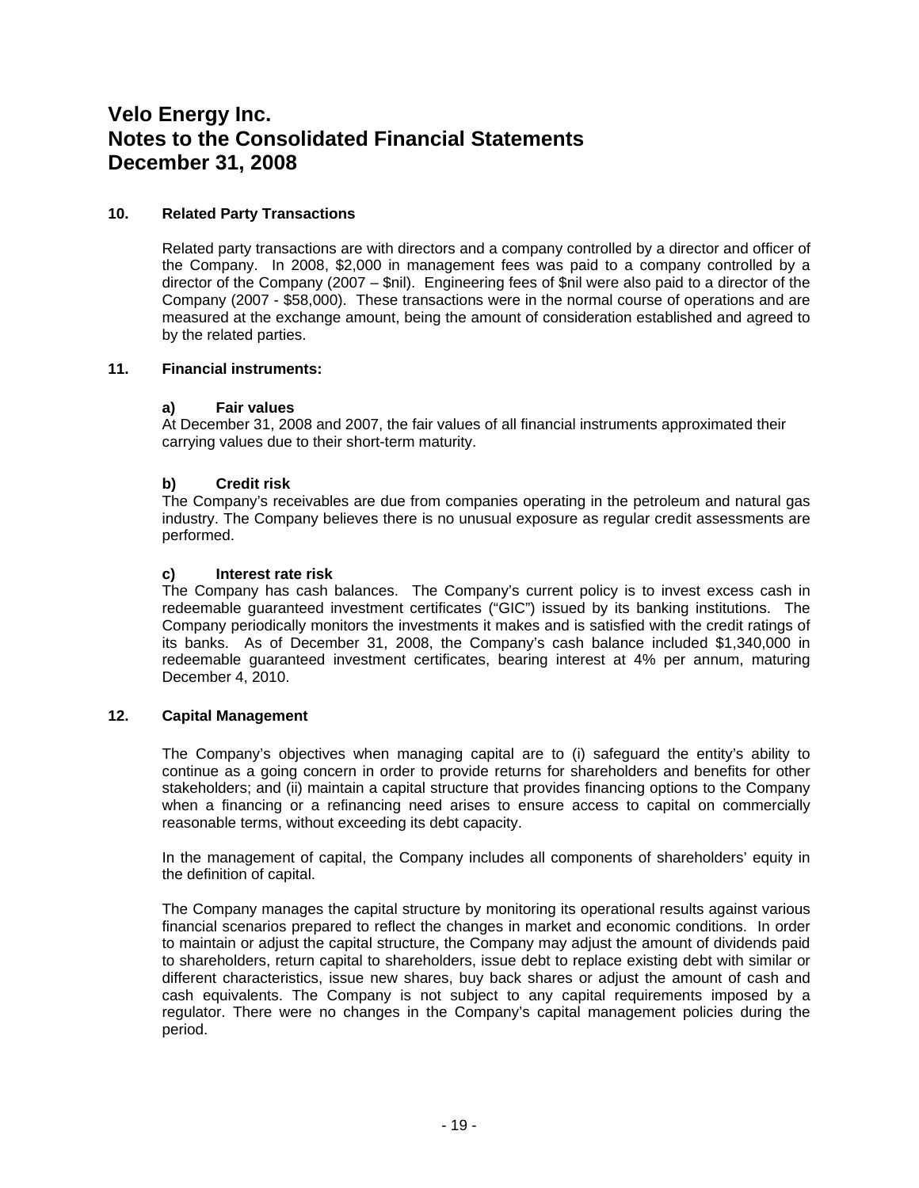# Velo Energy Inc.
# Notes to the Consolidated Financial Statements
# December 31, 2008

## 10. Related Party Transactions

Related party transactions are with directors and a company controlled by a director and officer of the Company. In 2008, $2,000 in management fees was paid to a company controlled by a director of the Company (2007 – $nil). Engineering fees of $nil were also paid to a director of the Company (2007 - $58,000). These transactions were in the normal course of operations and are measured at the exchange amount, being the amount of consideration established and agreed to by the related parties.

## 11. Financial instruments:

### a) Fair values

At December 31, 2008 and 2007, the fair values of all financial instruments approximated their carrying values due to their short-term maturity.

### b) Credit risk

The Company's receivables are due from companies operating in the petroleum and natural gas industry. The Company believes there is no unusual exposure as regular credit assessments are performed.

### c) Interest rate risk

The Company has cash balances. The Company's current policy is to invest excess cash in redeemable guaranteed investment certificates ("GIC") issued by its banking institutions. The Company periodically monitors the investments it makes and is satisfied with the credit ratings of its banks. As of December 31, 2008, the Company's cash balance included $1,340,000 in redeemable guaranteed investment certificates, bearing interest at 4% per annum, maturing December 4, 2010.

## 12. Capital Management

The Company's objectives when managing capital are to (i) safeguard the entity's ability to continue as a going concern in order to provide returns for shareholders and benefits for other stakeholders; and (ii) maintain a capital structure that provides financing options to the Company when a financing or a refinancing need arises to ensure access to capital on commercially reasonable terms, without exceeding its debt capacity.

In the management of capital, the Company includes all components of shareholders' equity in the definition of capital.

The Company manages the capital structure by monitoring its operational results against various financial scenarios prepared to reflect the changes in market and economic conditions. In order to maintain or adjust the capital structure, the Company may adjust the amount of dividends paid to shareholders, return capital to shareholders, issue debt to replace existing debt with similar or different characteristics, issue new shares, buy back shares or adjust the amount of cash and cash equivalents. The Company is not subject to any capital requirements imposed by a regulator. There were no changes in the Company's capital management policies during the period.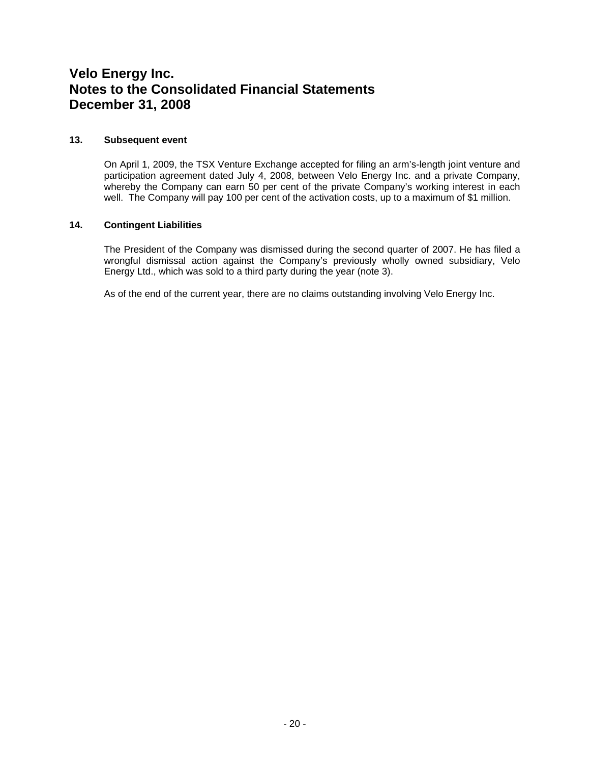# Velo Energy Inc.
# Notes to the Consolidated Financial Statements
# December 31, 2008

## 13. Subsequent event

On April 1, 2009, the TSX Venture Exchange accepted for filing an arm's-length joint venture and participation agreement dated July 4, 2008, between Velo Energy Inc. and a private Company, whereby the Company can earn 50 per cent of the private Company's working interest in each well. The Company will pay 100 per cent of the activation costs, up to a maximum of $1 million.

## 14. Contingent Liabilities

The President of the Company was dismissed during the second quarter of 2007. He has filed a wrongful dismissal action against the Company's previously wholly owned subsidiary, Velo Energy Ltd., which was sold to a third party during the year (note 3).

As of the end of the current year, there are no claims outstanding involving Velo Energy Inc.